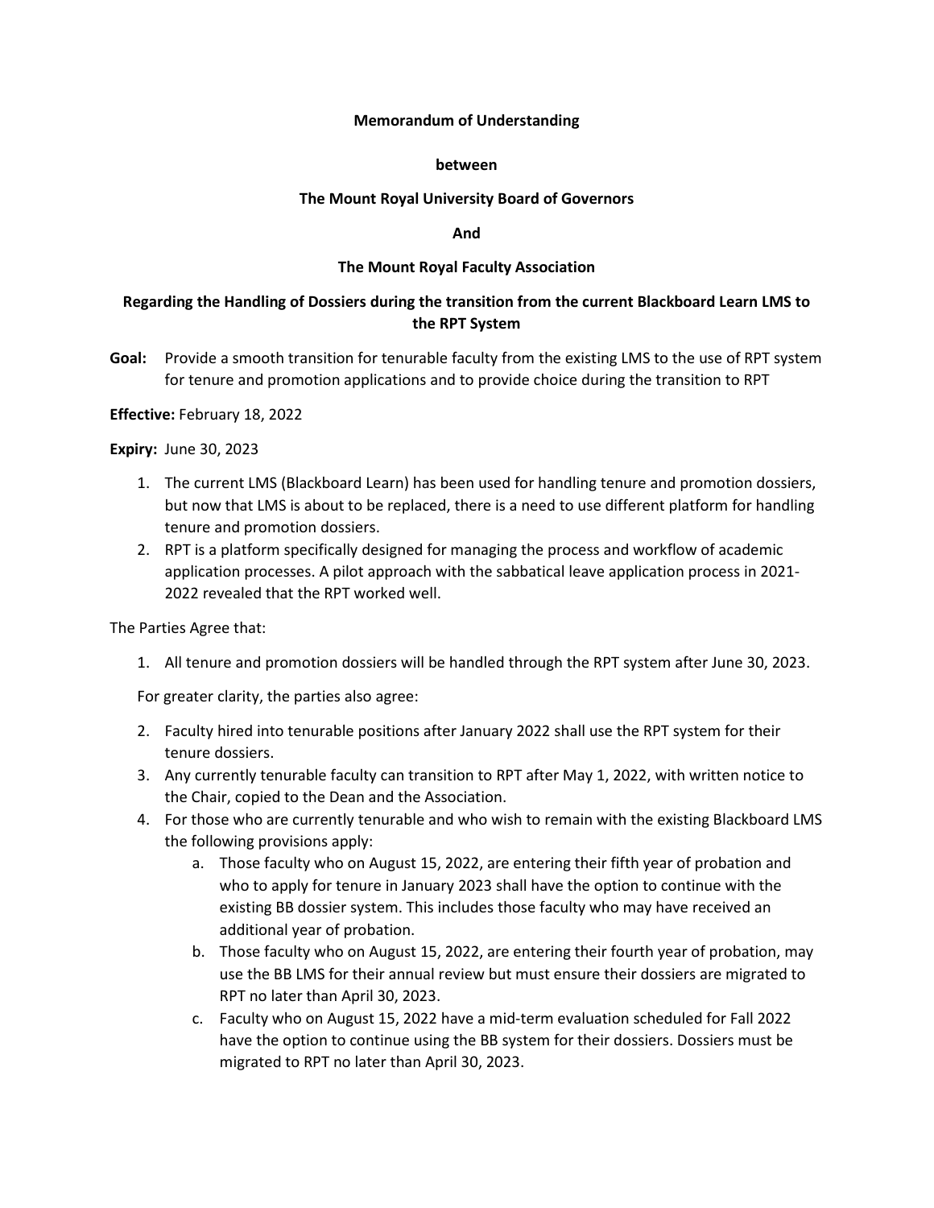**Memorandum of Understanding**

**between**

**The Mount Royal University Board of Governors**

**And**

**The Mount Royal Faculty Association**

**Regarding the Handling of Dossiers during the transition from the current Blackboard Learn LMS to the RPT System**

**Goal:** Provide a smooth transition for tenurable faculty from the existing LMS to the use of RPT system for tenure and promotion applications and to provide choice during the transition to RPT

**Effective:** February 18, 2022

**Expiry:** June 30, 2023

1. The current LMS (Blackboard Learn) has been used for handling tenure and promotion dossiers, but now that LMS is about to be replaced, there is a need to use different platform for handling tenure and promotion dossiers.
2. RPT is a platform specifically designed for managing the process and workflow of academic application processes. A pilot approach with the sabbatical leave application process in 2021-2022 revealed that the RPT worked well.

The Parties Agree that:

1. All tenure and promotion dossiers will be handled through the RPT system after June 30, 2023.

For greater clarity, the parties also agree:

2. Faculty hired into tenurable positions after January 2022 shall use the RPT system for their tenure dossiers.
3. Any currently tenurable faculty can transition to RPT after May 1, 2022, with written notice to the Chair, copied to the Dean and the Association.
4. For those who are currently tenurable and who wish to remain with the existing Blackboard LMS the following provisions apply:
   a. Those faculty who on August 15, 2022, are entering their fifth year of probation and who to apply for tenure in January 2023 shall have the option to continue with the existing BB dossier system. This includes those faculty who may have received an additional year of probation.
   b. Those faculty who on August 15, 2022, are entering their fourth year of probation, may use the BB LMS for their annual review but must ensure their dossiers are migrated to RPT no later than April 30, 2023.
   c. Faculty who on August 15, 2022 have a mid-term evaluation scheduled for Fall 2022 have the option to continue using the BB system for their dossiers. Dossiers must be migrated to RPT no later than April 30, 2023.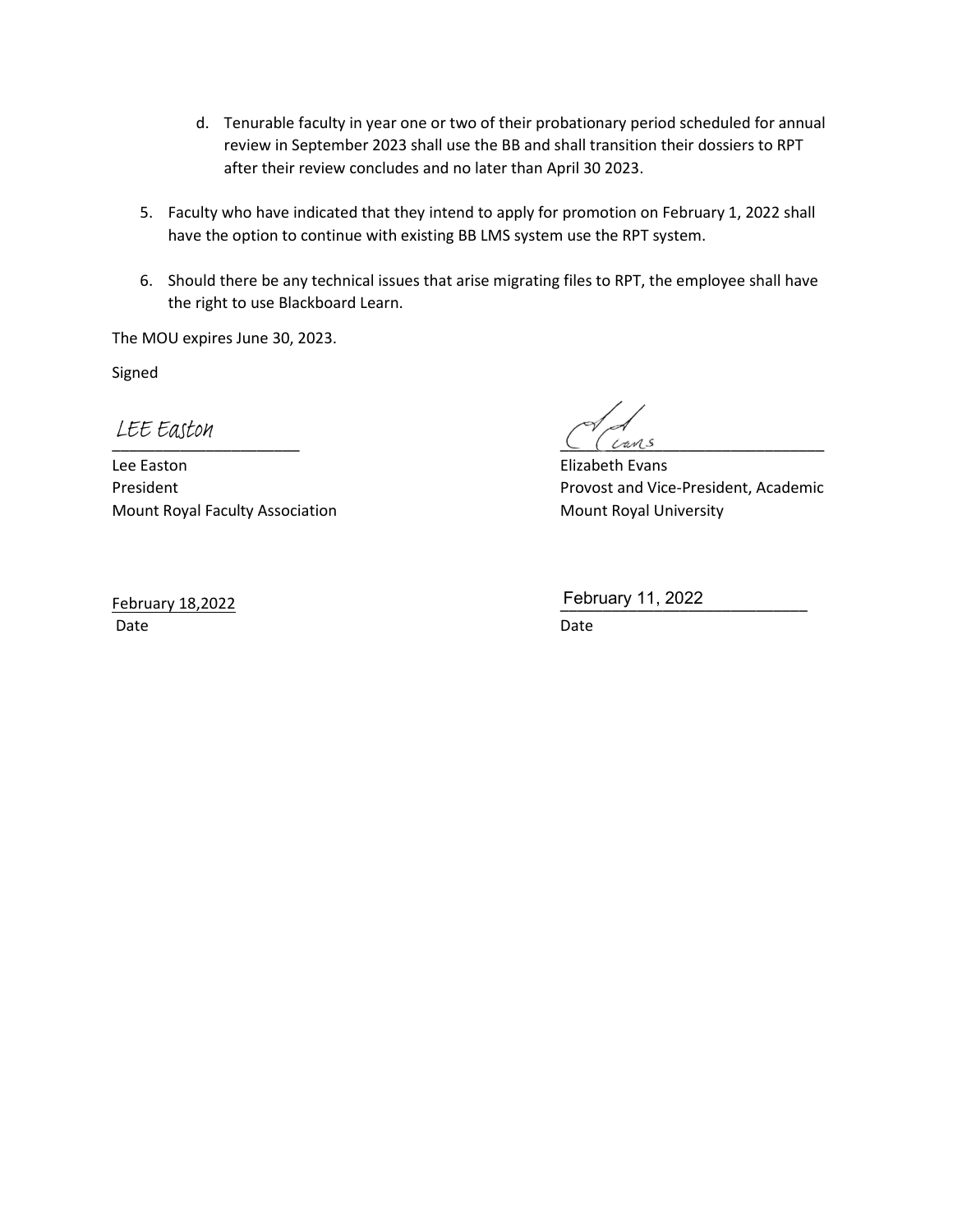d. Tenurable faculty in year one or two of their probationary period scheduled for annual review in September 2023 shall use the BB and shall transition their dossiers to RPT after their review concludes and no later than April 30 2023.

5. Faculty who have indicated that they intend to apply for promotion on February 1, 2022 shall have the option to continue with existing BB LMS system use the RPT system.

6. Should there be any technical issues that arise migrating files to RPT, the employee shall have the right to use Blackboard Learn.

The MOU expires June 30, 2023.

Signed

LEE Easton
Lee Easton
President
Mount Royal Faculty Association

February 18,2022
Date

Elizabeth Evans
Provost and Vice-President, Academic
Mount Royal University

February 11, 2022
Date